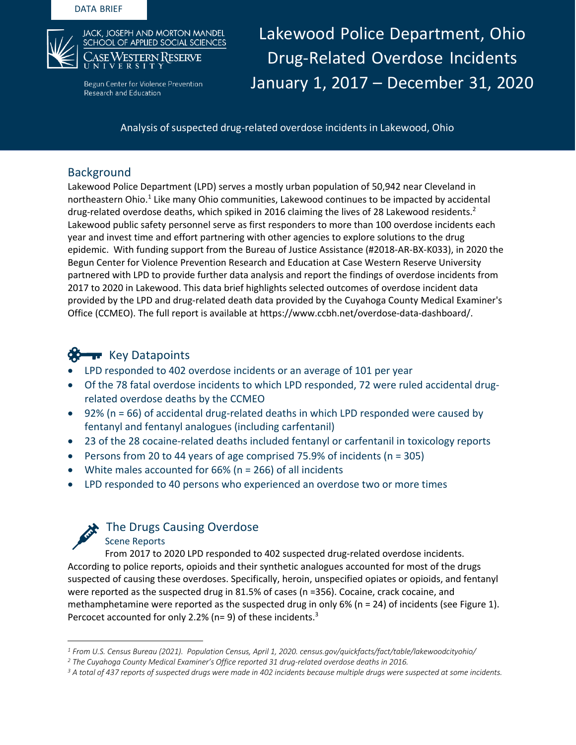DATA BRIEF

JACK, JOSEPH AND MORTON MANDEL SCHOOL OF APPLIED SOCIAL SCIENCES
CASE WESTERN RESERVE UNIVERSITY

Begun Center for Violence Prevention Research and Education

# Lakewood Police Department, Ohio Drug-Related Overdose Incidents January 1, 2017 – December 31, 2020

Analysis of suspected drug-related overdose incidents in Lakewood, Ohio

## Background

Lakewood Police Department (LPD) serves a mostly urban population of 50,942 near Cleveland in northeastern Ohio.[1] Like many Ohio communities, Lakewood continues to be impacted by accidental drug-related overdose deaths, which spiked in 2016 claiming the lives of 28 Lakewood residents.[2] Lakewood public safety personnel serve as first responders to more than 100 overdose incidents each year and invest time and effort partnering with other agencies to explore solutions to the drug epidemic. With funding support from the Bureau of Justice Assistance (#2018-AR-BX-K033), in 2020 the Begun Center for Violence Prevention Research and Education at Case Western Reserve University partnered with LPD to provide further data analysis and report the findings of overdose incidents from 2017 to 2020 in Lakewood. This data brief highlights selected outcomes of overdose incident data provided by the LPD and drug-related death data provided by the Cuyahoga County Medical Examiner's Office (CCMEO). The full report is available at https://www.ccbh.net/overdose-data-dashboard/.

## Key Datapoints

- LPD responded to 402 overdose incidents or an average of 101 per year
- Of the 78 fatal overdose incidents to which LPD responded, 72 were ruled accidental drug-related overdose deaths by the CCMEO
- 92% (n = 66) of accidental drug-related deaths in which LPD responded were caused by fentanyl and fentanyl analogues (including carfentanil)
- 23 of the 28 cocaine-related deaths included fentanyl or carfentanil in toxicology reports
- Persons from 20 to 44 years of age comprised 75.9% of incidents (n = 305)
- White males accounted for 66% (n = 266) of all incidents
- LPD responded to 40 persons who experienced an overdose two or more times

## The Drugs Causing Overdose

### Scene Reports

From 2017 to 2020 LPD responded to 402 suspected drug-related overdose incidents. According to police reports, opioids and their synthetic analogues accounted for most of the drugs suspected of causing these overdoses. Specifically, heroin, unspecified opiates or opioids, and fentanyl were reported as the suspected drug in 81.5% of cases (n =356). Cocaine, crack cocaine, and methamphetamine were reported as the suspected drug in only 6% (n = 24) of incidents (see Figure 1). Percocet accounted for only 2.2% (n= 9) of these incidents.[3]

---

*[1] From U.S. Census Bureau (2021). Population Census, April 1, 2020. census.gov/quickfacts/fact/table/lakewoodcityohio/*

*[2] The Cuyahoga County Medical Examiner's Office reported 31 drug-related overdose deaths in 2016.*

*[3] A total of 437 reports of suspected drugs were made in 402 incidents because multiple drugs were suspected at some incidents.*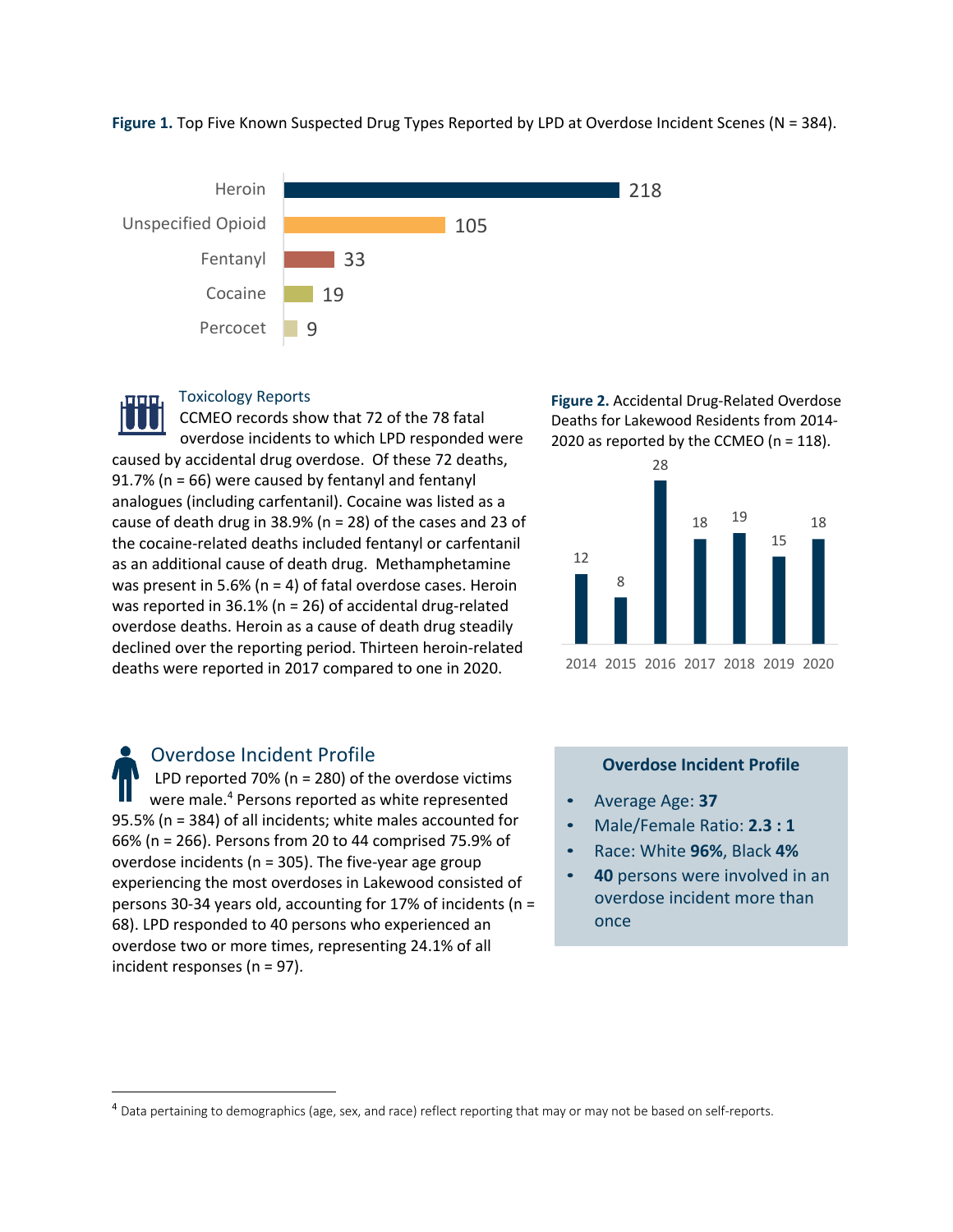**Figure 1.** Top Five Known Suspected Drug Types Reported by LPD at Overdose Incident Scenes (N = 384).

| Drug Type | Count |
|---|---|
| Heroin | 218 |
| Unspecified Opioid | 105 |
| Fentanyl | 33 |
| Cocaine | 19 |
| Percocet | 9 |

### Toxicology Reports

CCMEO records show that 72 of the 78 fatal overdose incidents to which LPD responded were caused by accidental drug overdose. Of these 72 deaths, 91.7% (n = 66) were caused by fentanyl and fentanyl analogues (including carfentanil). Cocaine was listed as a cause of death drug in 38.9% (n = 28) of the cases and 23 of the cocaine-related deaths included fentanyl or carfentanil as an additional cause of death drug. Methamphetamine was present in 5.6% (n = 4) of fatal overdose cases. Heroin was reported in 36.1% (n = 26) of accidental drug-related overdose deaths. Heroin as a cause of death drug steadily declined over the reporting period. Thirteen heroin-related deaths were reported in 2017 compared to one in 2020.

**Figure 2.** Accidental Drug-Related Overdose Deaths for Lakewood Residents from 2014-2020 as reported by the CCMEO (n = 118).

| Year | Deaths |
|---|---|
| 2014 | 12 |
| 2015 | 8 |
| 2016 | 28 |
| 2017 | 18 |
| 2018 | 19 |
| 2019 | 15 |
| 2020 | 18 |

## Overdose Incident Profile

LPD reported 70% (n = 280) of the overdose victims were male.[4] Persons reported as white represented 95.5% (n = 384) of all incidents; white males accounted for 66% (n = 266). Persons from 20 to 44 comprised 75.9% of overdose incidents (n = 305). The five-year age group experiencing the most overdoses in Lakewood consisted of persons 30-34 years old, accounting for 17% of incidents (n = 68). LPD responded to 40 persons who experienced an overdose two or more times, representing 24.1% of all incident responses (n = 97).

**Overdose Incident Profile**

- Average Age: **37**
- Male/Female Ratio: **2.3 : 1**
- Race: White **96%**, Black **4%**
- **40** persons were involved in an overdose incident more than once

[4] Data pertaining to demographics (age, sex, and race) reflect reporting that may or may not be based on self-reports.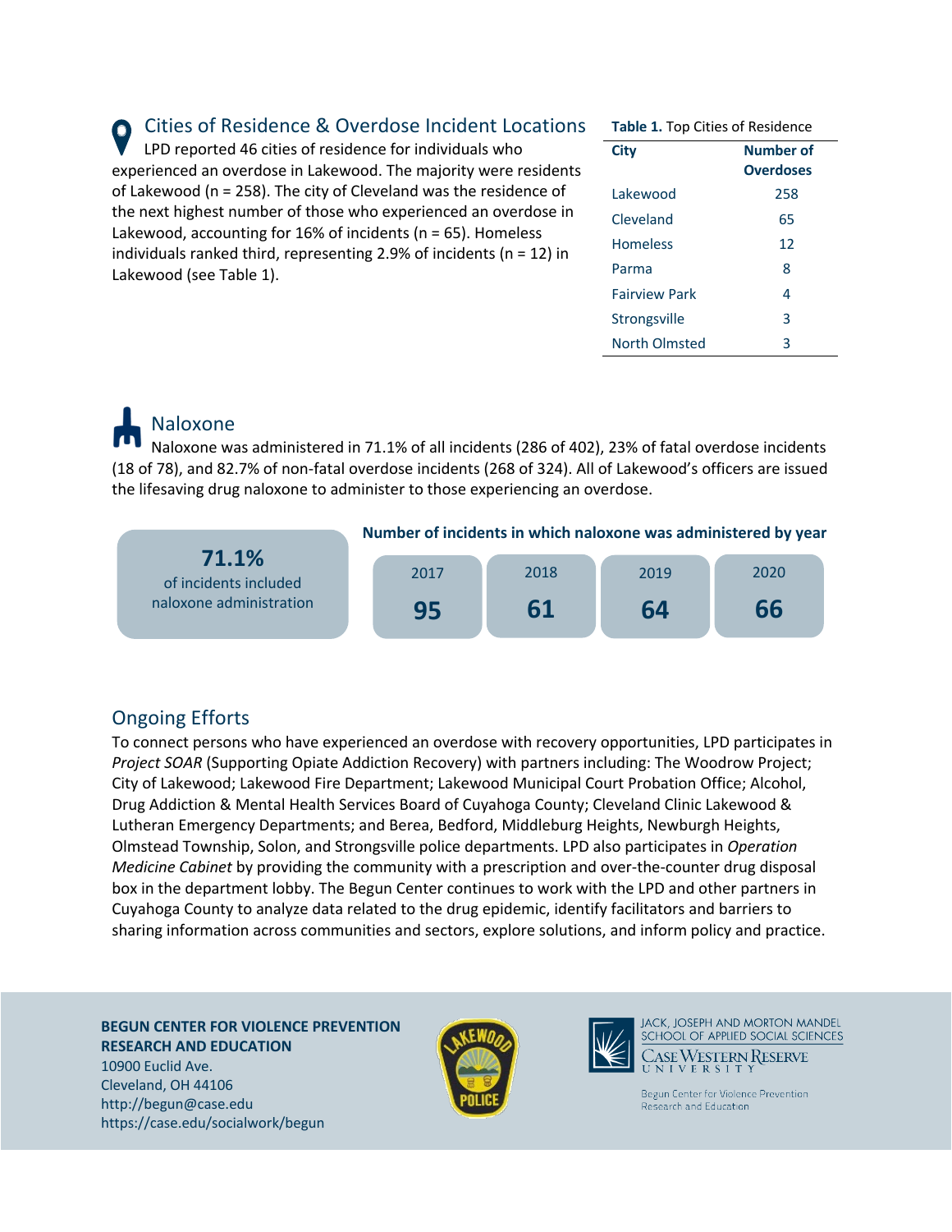## Cities of Residence & Overdose Incident Locations

LPD reported 46 cities of residence for individuals who experienced an overdose in Lakewood. The majority were residents of Lakewood (n = 258). The city of Cleveland was the residence of the next highest number of those who experienced an overdose in Lakewood, accounting for 16% of incidents (n = 65). Homeless individuals ranked third, representing 2.9% of incidents (n = 12) in Lakewood (see Table 1).

**Table 1.** Top Cities of Residence

| City | Number of Overdoses |
|---|---|
| Lakewood | 258 |
| Cleveland | 65 |
| Homeless | 12 |
| Parma | 8 |
| Fairview Park | 4 |
| Strongsville | 3 |
| North Olmsted | 3 |

## Naloxone

Naloxone was administered in 71.1% of all incidents (286 of 402), 23% of fatal overdose incidents (18 of 78), and 82.7% of non-fatal overdose incidents (268 of 324). All of Lakewood's officers are issued the lifesaving drug naloxone to administer to those experiencing an overdose.

**71.1%**
of incidents included naloxone administration

**Number of incidents in which naloxone was administered by year**

2017
**95**

2018
**61**

2019
**64**

2020
**66**

## Ongoing Efforts

To connect persons who have experienced an overdose with recovery opportunities, LPD participates in *Project SOAR* (Supporting Opiate Addiction Recovery) with partners including: The Woodrow Project; City of Lakewood; Lakewood Fire Department; Lakewood Municipal Court Probation Office; Alcohol, Drug Addiction & Mental Health Services Board of Cuyahoga County; Cleveland Clinic Lakewood & Lutheran Emergency Departments; and Berea, Bedford, Middleburg Heights, Newburgh Heights, Olmstead Township, Solon, and Strongsville police departments. LPD also participates in *Operation Medicine Cabinet* by providing the community with a prescription and over-the-counter drug disposal box in the department lobby. The Begun Center continues to work with the LPD and other partners in Cuyahoga County to analyze data related to the drug epidemic, identify facilitators and barriers to sharing information across communities and sectors, explore solutions, and inform policy and practice.

**BEGUN CENTER FOR VIOLENCE PREVENTION RESEARCH AND EDUCATION**
10900 Euclid Ave.
Cleveland, OH 44106
http://begun@case.edu
https://case.edu/socialwork/begun

JACK, JOSEPH AND MORTON MANDEL SCHOOL OF APPLIED SOCIAL SCIENCES
CASE WESTERN RESERVE UNIVERSITY
Begun Center for Violence Prevention Research and Education